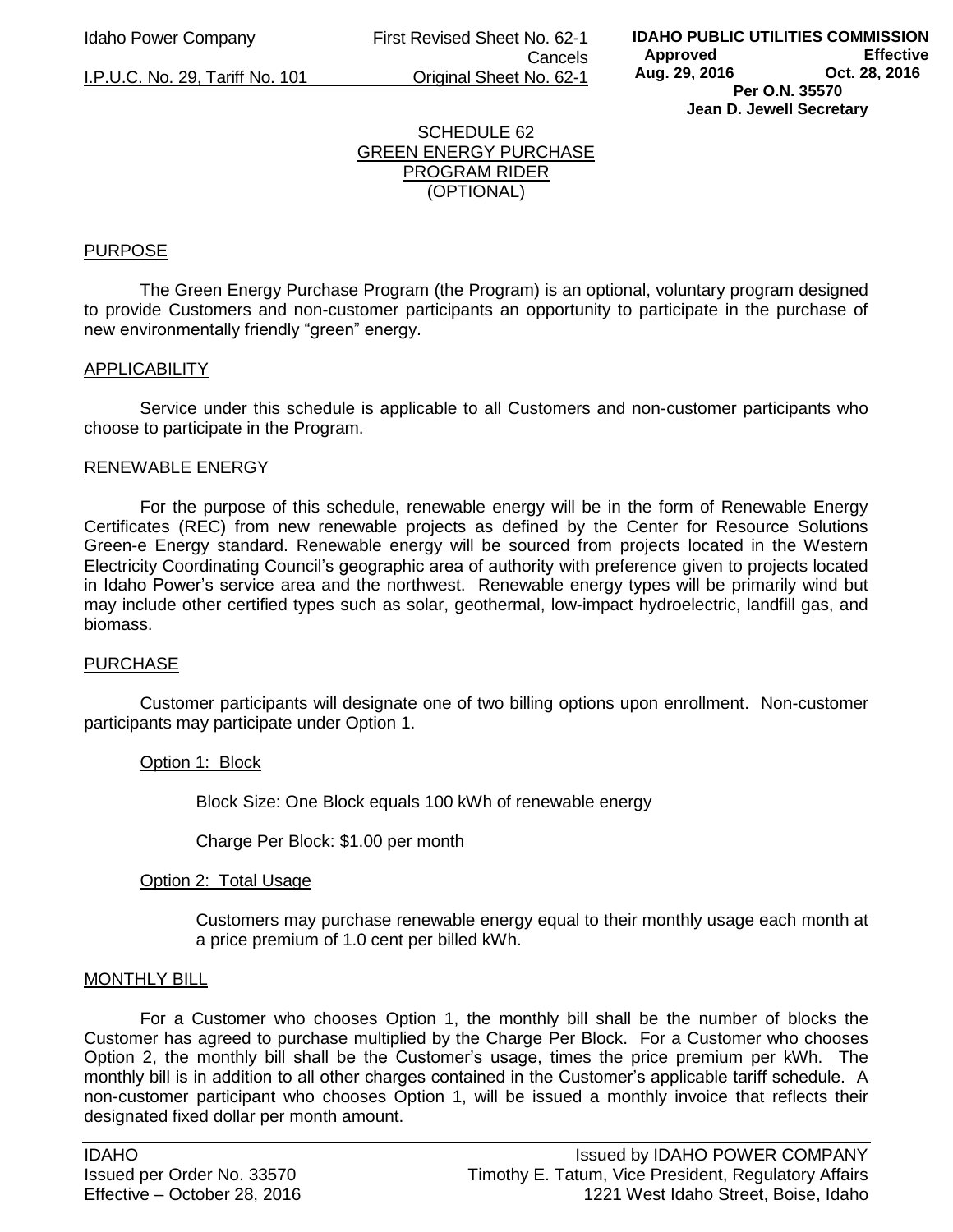Idaho Power Company | First Revised Sheet No. 62-1 Cancels Original Sheet No. 62-1
I.P.U.C. No. 29, Tariff No. 101

**IDAHO PUBLIC UTILITIES COMMISSION**
**Approved** Aug. 29, 2016 **Effective** Oct. 28, 2016
**Per O.N. 35570**
**Jean D. Jewell Secretary**

# SCHEDULE 62
## GREEN ENERGY PURCHASE PROGRAM RIDER
(OPTIONAL)

### PURPOSE

The Green Energy Purchase Program (the Program) is an optional, voluntary program designed to provide Customers and non-customer participants an opportunity to participate in the purchase of new environmentally friendly "green" energy.

### APPLICABILITY

Service under this schedule is applicable to all Customers and non-customer participants who choose to participate in the Program.

### RENEWABLE ENERGY

For the purpose of this schedule, renewable energy will be in the form of Renewable Energy Certificates (REC) from new renewable projects as defined by the Center for Resource Solutions Green-e Energy standard. Renewable energy will be sourced from projects located in the Western Electricity Coordinating Council's geographic area of authority with preference given to projects located in Idaho Power's service area and the northwest. Renewable energy types will be primarily wind but may include other certified types such as solar, geothermal, low-impact hydroelectric, landfill gas, and biomass.

### PURCHASE

Customer participants will designate one of two billing options upon enrollment. Non-customer participants may participate under Option 1.

Option 1: Block

Block Size: One Block equals 100 kWh of renewable energy

Charge Per Block: $1.00 per month

Option 2: Total Usage

Customers may purchase renewable energy equal to their monthly usage each month at a price premium of 1.0 cent per billed kWh.

### MONTHLY BILL

For a Customer who chooses Option 1, the monthly bill shall be the number of blocks the Customer has agreed to purchase multiplied by the Charge Per Block. For a Customer who chooses Option 2, the monthly bill shall be the Customer's usage, times the price premium per kWh. The monthly bill is in addition to all other charges contained in the Customer's applicable tariff schedule. A non-customer participant who chooses Option 1, will be issued a monthly invoice that reflects their designated fixed dollar per month amount.

IDAHO
Issued per Order No. 33570
Effective – October 28, 2016

Issued by IDAHO POWER COMPANY
Timothy E. Tatum, Vice President, Regulatory Affairs
1221 West Idaho Street, Boise, Idaho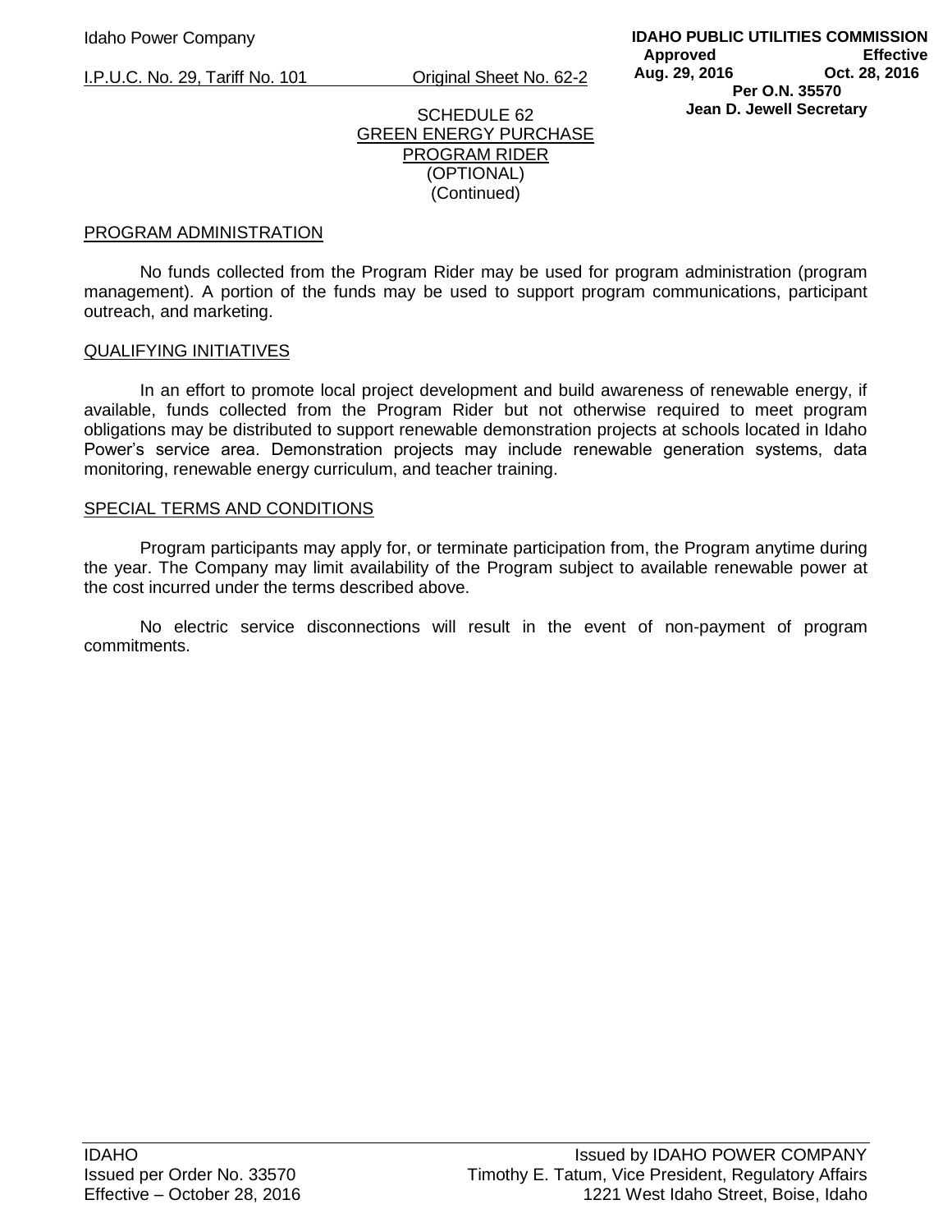SCHEDULE 62
GREEN ENERGY PURCHASE
PROGRAM RIDER
(OPTIONAL)
(Continued)

## PROGRAM ADMINISTRATION

No funds collected from the Program Rider may be used for program administration (program management). A portion of the funds may be used to support program communications, participant outreach, and marketing.

## QUALIFYING INITIATIVES

In an effort to promote local project development and build awareness of renewable energy, if available, funds collected from the Program Rider but not otherwise required to meet program obligations may be distributed to support renewable demonstration projects at schools located in Idaho Power's service area. Demonstration projects may include renewable generation systems, data monitoring, renewable energy curriculum, and teacher training.

## SPECIAL TERMS AND CONDITIONS

Program participants may apply for, or terminate participation from, the Program anytime during the year. The Company may limit availability of the Program subject to available renewable power at the cost incurred under the terms described above.

No electric service disconnections will result in the event of non-payment of program commitments.